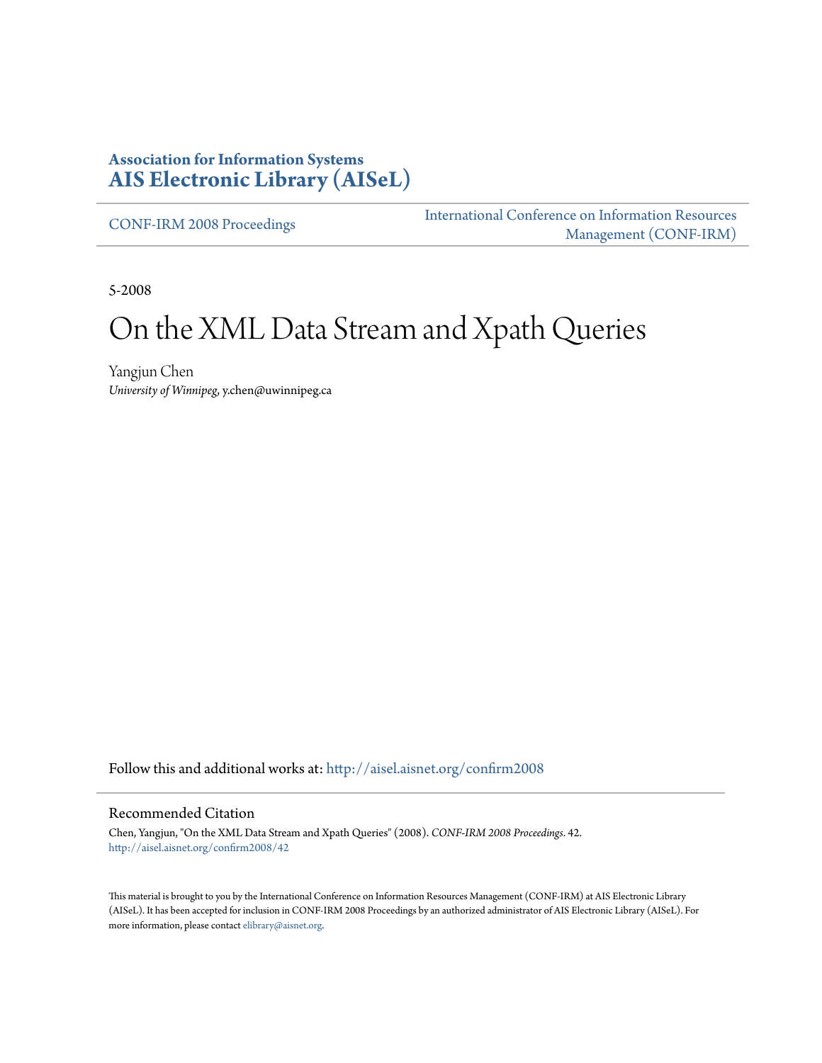**Association for Information Systems**
**AIS Electronic Library (AISeL)**

CONF-IRM 2008 Proceedings

International Conference on Information Resources Management (CONF-IRM)

5-2008

# On the XML Data Stream and Xpath Queries

Yangjun Chen
*University of Winnipeg*, y.chen@uwinnipeg.ca

Follow this and additional works at: http://aisel.aisnet.org/confirm2008

## Recommended Citation

Chen, Yangjun, "On the XML Data Stream and Xpath Queries" (2008). *CONF-IRM 2008 Proceedings*. 42.
http://aisel.aisnet.org/confirm2008/42

This material is brought to you by the International Conference on Information Resources Management (CONF-IRM) at AIS Electronic Library (AISeL). It has been accepted for inclusion in CONF-IRM 2008 Proceedings by an authorized administrator of AIS Electronic Library (AISeL). For more information, please contact elibrary@aisnet.org.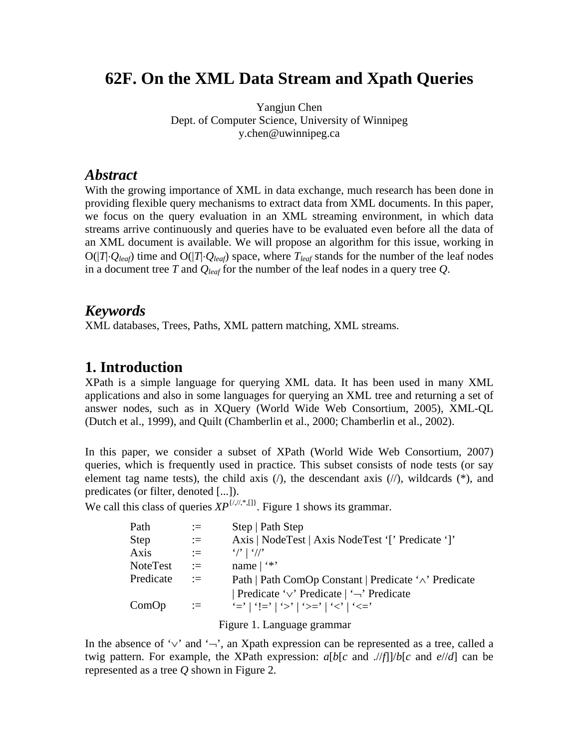# 62F. On the XML Data Stream and Xpath Queries

Yangjun Chen  
Dept. of Computer Science, University of Winnipeg  
y.chen@uwinnipeg.ca

## *Abstract*

With the growing importance of XML in data exchange, much research has been done in providing flexible query mechanisms to extract data from XML documents. In this paper, we focus on the query evaluation in an XML streaming environment, in which data streams arrive continuously and queries have to be evaluated even before all the data of an XML document is available. We will propose an algorithm for this issue, working in $O(|T|\cdot Q_{leaf})$ time and $O(|T|\cdot Q_{leaf})$ space, where $T_{leaf}$ stands for the number of the leaf nodes in a document tree $T$ and $Q_{leaf}$ for the number of the leaf nodes in a query tree $Q$.

## *Keywords*

XML databases, Trees, Paths, XML pattern matching, XML streams.

## 1. Introduction

XPath is a simple language for querying XML data. It has been used in many XML applications and also in some languages for querying an XML tree and returning a set of answer nodes, such as in XQuery (World Wide Web Consortium, 2005), XML-QL (Dutch et al., 1999), and Quilt (Chamberlin et al., 2000; Chamberlin et al., 2002).

In this paper, we consider a subset of XPath (World Wide Web Consortium, 2007) queries, which is frequently used in practice. This subset consists of node tests (or say element tag name tests), the child axis (/), the descendant axis (//), wildcards (*), and predicates (or filter, denoted [...]).

We call this class of queries $XP^{\{/,//,*,[]\}}$. Figure 1 shows its grammar.

| | | |
|---|---|---|
| Path | := | Step \| Path Step |
| Step | := | Axis \| NodeTest \| Axis NodeTest '[' Predicate ']' |
| Axis | := | '/' \| '//' |
| NoteTest | := | name \| '*' |
| Predicate | := | Path \| Path ComOp Constant \| Predicate '∧' Predicate \| Predicate '∨' Predicate \| '¬' Predicate |
| ComOp | := | '=' \| '!=' \| '>' \| '>=' \| '<' \| '<=' |

Figure 1. Language grammar

In the absence of '∨' and '¬', an Xpath expression can be represented as a tree, called a twig pattern. For example, the XPath expression: *a*[*b*[*c* and .//*f*]]/*b*[*c* and *e*//*d*] can be represented as a tree *Q* shown in Figure 2.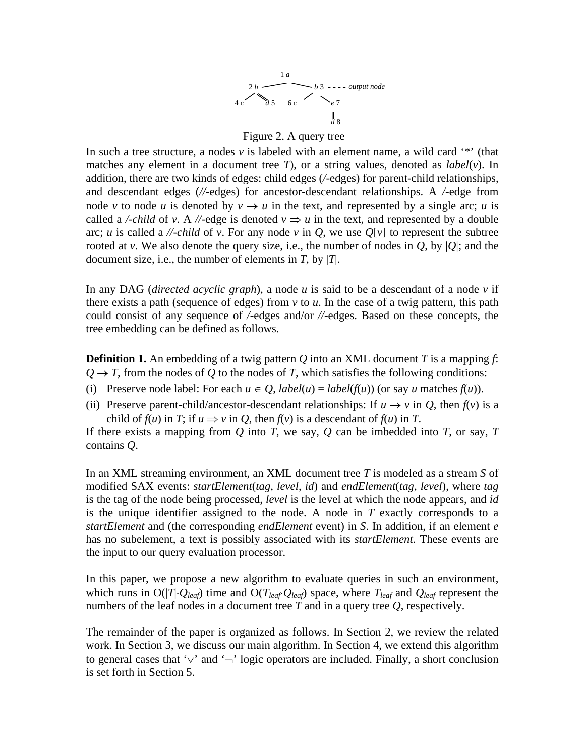Figure 2. A query tree

In such a tree structure, a nodes *v* is labeled with an element name, a wild card '*' (that matches any element in a document tree *T*), or a string values, denoted as *label*(*v*). In addition, there are two kinds of edges: child edges (/-edges) for parent-child relationships, and descendant edges (//-edges) for ancestor-descendant relationships. A /-edge from node *v* to node *u* is denoted by $v \rightarrow u$ in the text, and represented by a single arc; *u* is called a */-child* of *v*. A //-edge is denoted $v \Rightarrow u$ in the text, and represented by a double arc; *u* is called a *//-child* of *v*. For any node *v* in *Q*, we use *Q*[*v*] to represent the subtree rooted at *v*. We also denote the query size, i.e., the number of nodes in *Q*, by |*Q*|; and the document size, i.e., the number of elements in *T*, by |*T*|.

In any DAG (*directed acyclic graph*), a node *u* is said to be a descendant of a node *v* if there exists a path (sequence of edges) from *v* to *u*. In the case of a twig pattern, this path could consist of any sequence of /-edges and/or //-edges. Based on these concepts, the tree embedding can be defined as follows.

**Definition 1.** An embedding of a twig pattern *Q* into an XML document *T* is a mapping *f*: $Q \rightarrow T$, from the nodes of *Q* to the nodes of *T*, which satisfies the following conditions:

(i) Preserve node label: For each $u \in Q$, *label*(*u*) = *label*(*f*(*u*)) (or say *u* matches *f*(*u*)).

(ii) Preserve parent-child/ancestor-descendant relationships: If $u \rightarrow v$ in *Q*, then *f*(*v*) is a child of *f*(*u*) in *T*; if $u \Rightarrow v$ in *Q*, then *f*(*v*) is a descendant of *f*(*u*) in *T*.

If there exists a mapping from *Q* into *T*, we say, *Q* can be imbedded into *T*, or say, *T* contains *Q*.

In an XML streaming environment, an XML document tree *T* is modeled as a stream *S* of modified SAX events: *startElement*(*tag*, *level*, *id*) and *endElement*(*tag*, *level*), where *tag* is the tag of the node being processed, *level* is the level at which the node appears, and *id* is the unique identifier assigned to the node. A node in *T* exactly corresponds to a *startElement* and (the corresponding *endElement* event) in *S*. In addition, if an element *e* has no subelement, a text is possibly associated with its *startElement*. These events are the input to our query evaluation processor.

In this paper, we propose a new algorithm to evaluate queries in such an environment, which runs in $O(|T| \cdot Q_{leaf})$ time and $O(T_{leaf} \cdot Q_{leaf})$ space, where $T_{leaf}$ and $Q_{leaf}$ represent the numbers of the leaf nodes in a document tree *T* and in a query tree *Q*, respectively.

The remainder of the paper is organized as follows. In Section 2, we review the related work. In Section 3, we discuss our main algorithm. In Section 4, we extend this algorithm to general cases that '$\vee$' and '$\neg$' logic operators are included. Finally, a short conclusion is set forth in Section 5.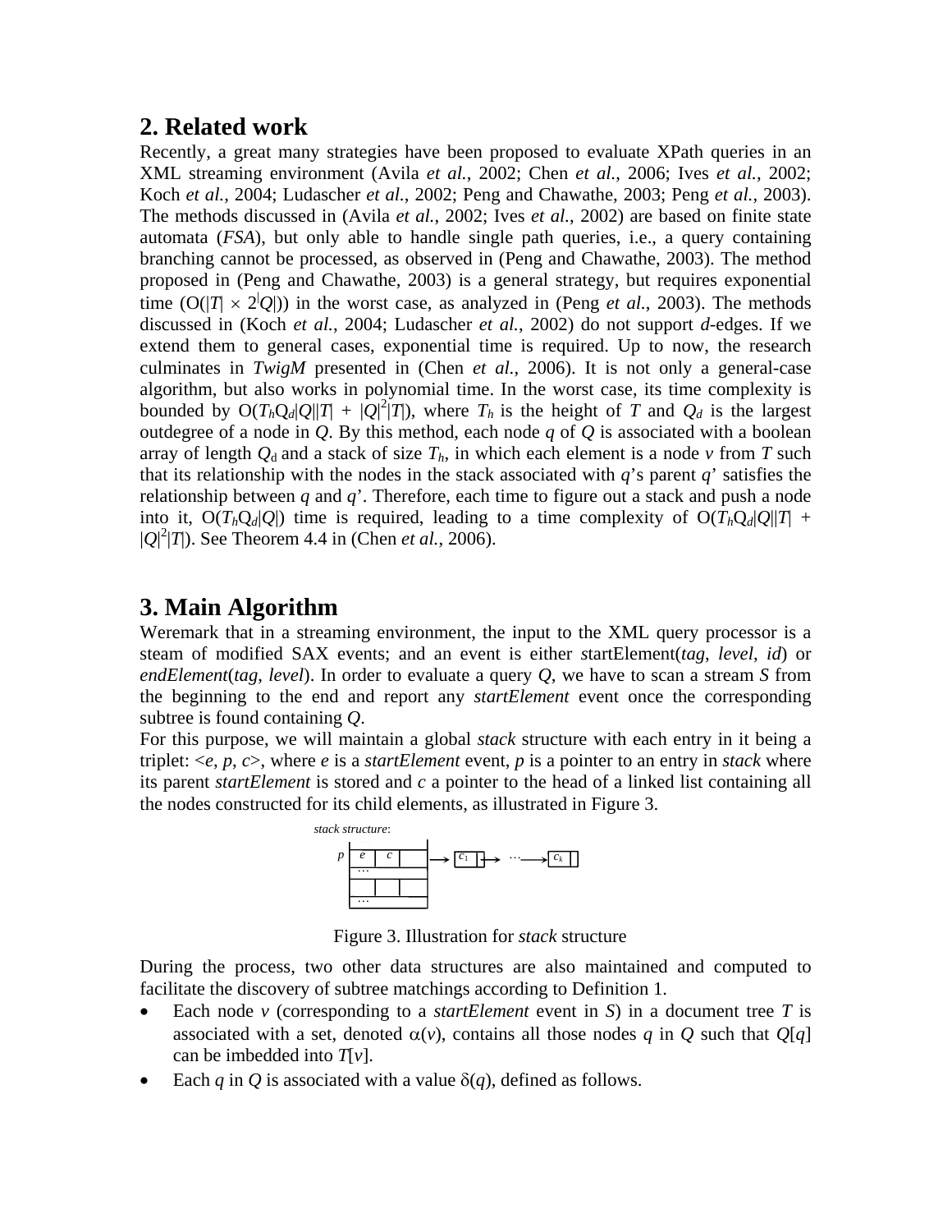## 2. Related work

Recently, a great many strategies have been proposed to evaluate XPath queries in an XML streaming environment (Avila *et al.*, 2002; Chen *et al.*, 2006; Ives *et al.*, 2002; Koch *et al.*, 2004; Ludascher *et al.*, 2002; Peng and Chawathe, 2003; Peng *et al.*, 2003). The methods discussed in (Avila *et al.*, 2002; Ives *et al.*, 2002) are based on finite state automata (*FSA*), but only able to handle single path queries, i.e., a query containing branching cannot be processed, as observed in (Peng and Chawathe, 2003). The method proposed in (Peng and Chawathe, 2003) is a general strategy, but requires exponential time ($O(|T| \times 2^{|Q|})$) in the worst case, as analyzed in (Peng *et al.*, 2003). The methods discussed in (Koch *et al.*, 2004; Ludascher *et al.*, 2002) do not support *d*-edges. If we extend them to general cases, exponential time is required. Up to now, the research culminates in *TwigM* presented in (Chen *et al.*, 2006). It is not only a general-case algorithm, but also works in polynomial time. In the worst case, its time complexity is bounded by $O(T_h Q_d |Q||T| + |Q|^2|T|)$, where $T_h$ is the height of $T$ and $Q_d$ is the largest outdegree of a node in $Q$. By this method, each node $q$ of $Q$ is associated with a boolean array of length $Q_d$ and a stack of size $T_h$, in which each element is a node $v$ from $T$ such that its relationship with the nodes in the stack associated with $q$'s parent $q$' satisfies the relationship between $q$ and $q$'. Therefore, each time to figure out a stack and push a node into it, $O(T_h Q_d |Q|)$ time is required, leading to a time complexity of $O(T_h Q_d |Q||T| + |Q|^2|T|)$. See Theorem 4.4 in (Chen *et al.*, 2006).

## 3. Main Algorithm

Weremark that in a streaming environment, the input to the XML query processor is a steam of modified SAX events; and an event is either startElement(*tag*, *level*, *id*) or *endElement*(*tag*, *level*). In order to evaluate a query $Q$, we have to scan a stream $S$ from the beginning to the end and report any *startElement* event once the corresponding subtree is found containing $Q$.

For this purpose, we will maintain a global *stack* structure with each entry in it being a triplet: <*e*, *p*, *c*>, where *e* is a *startElement* event, *p* is a pointer to an entry in *stack* where its parent *startElement* is stored and *c* a pointer to the head of a linked list containing all the nodes constructed for its child elements, as illustrated in Figure 3.

*stack structure*:

```
p | e | c |   | ---> [c1| ]--> ... --->[ck| ]
  | ...       |
  |   |   |   |
  | ...       |
```

Figure 3. Illustration for *stack* structure

During the process, two other data structures are also maintained and computed to facilitate the discovery of subtree matchings according to Definition 1.

- Each node $v$ (corresponding to a *startElement* event in $S$) in a document tree $T$ is associated with a set, denoted $\alpha(v)$, contains all those nodes $q$ in $Q$ such that $Q[q]$ can be imbedded into $T[v]$.
- Each $q$ in $Q$ is associated with a value $\delta(q)$, defined as follows.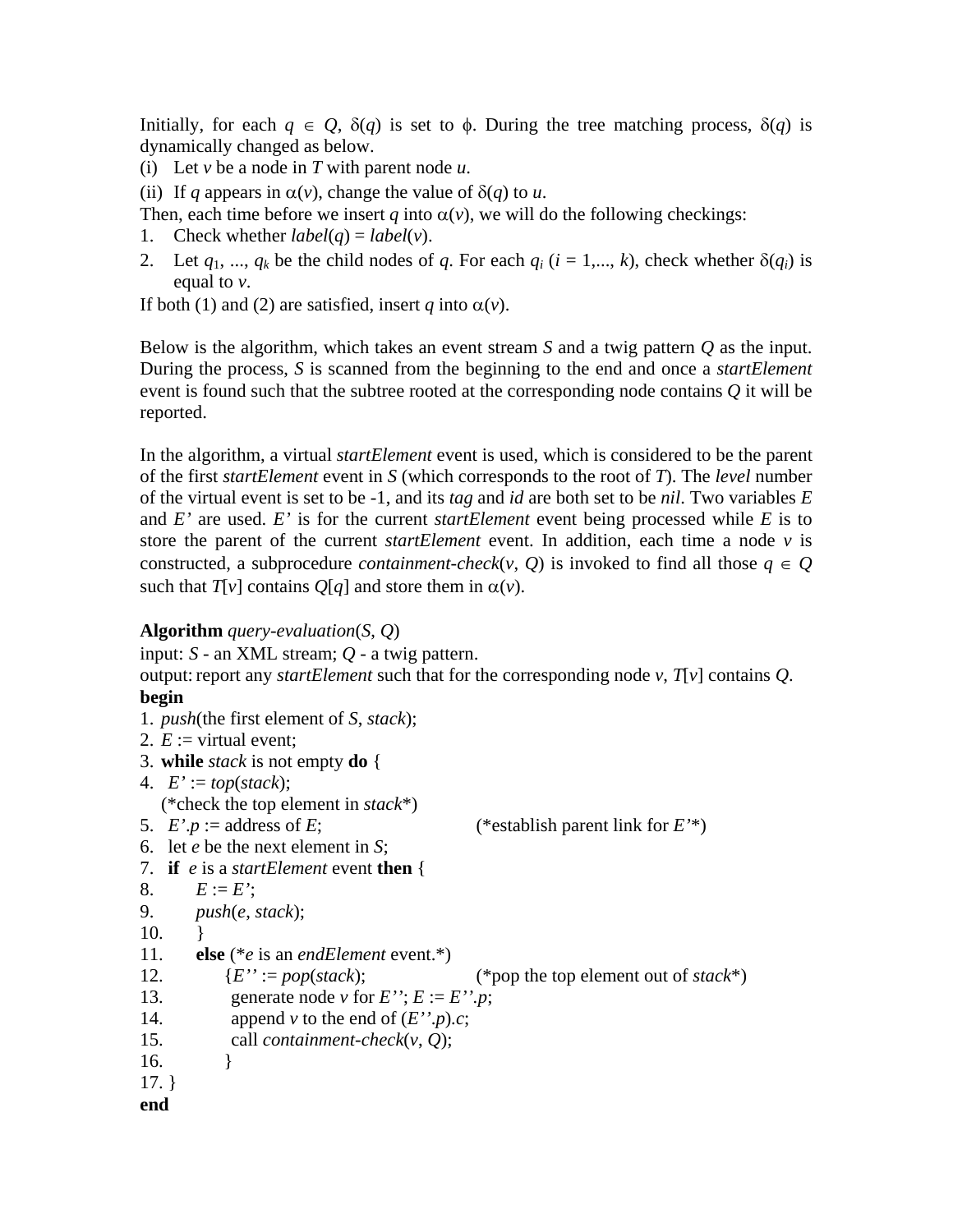Initially, for each $q \in Q$, $\delta(q)$ is set to $\phi$. During the tree matching process, $\delta(q)$ is dynamically changed as below.

(i) Let $v$ be a node in $T$ with parent node $u$.

(ii) If $q$ appears in $\alpha(v)$, change the value of $\delta(q)$ to $u$.

Then, each time before we insert $q$ into $\alpha(v)$, we will do the following checkings:

1. Check whether $label(q) = label(v)$.
2. Let $q_1, ..., q_k$ be the child nodes of $q$. For each $q_i$ ($i = 1,..., k$), check whether $\delta(q_i)$ is equal to $v$.

If both (1) and (2) are satisfied, insert $q$ into $\alpha(v)$.

Below is the algorithm, which takes an event stream $S$ and a twig pattern $Q$ as the input. During the process, $S$ is scanned from the beginning to the end and once a *startElement* event is found such that the subtree rooted at the corresponding node contains $Q$ it will be reported.

In the algorithm, a virtual *startElement* event is used, which is considered to be the parent of the first *startElement* event in $S$ (which corresponds to the root of $T$). The *level* number of the virtual event is set to be -1, and its *tag* and *id* are both set to be *nil*. Two variables $E$ and $E'$ are used. $E'$ is for the current *startElement* event being processed while $E$ is to store the parent of the current *startElement* event. In addition, each time a node $v$ is constructed, a subprocedure *containment-check*($v$, $Q$) is invoked to find all those $q \in Q$ such that $T[v]$ contains $Q[q]$ and store them in $\alpha(v)$.

**Algorithm** *query-evaluation*($S$, $Q$)
input: $S$ - an XML stream; $Q$ - a twig pattern.
output: report any *startElement* such that for the corresponding node $v$, $T[v]$ contains $Q$.

```
begin
1. push(the first element of S, stack);
2. E := virtual event;
3. while stack is not empty do {
4.   E' := top(stack);
     (*check the top element in stack*)
5.   E'.p := address of E;              (*establish parent link for E'*)
6.   let e be the next element in S;
7.   if e is a startElement event then {
8.        E := E';
9.        push(e, stack);
10.       }
11.       else (*e is an endElement event.*)
12.            {E'' := pop(stack);       (*pop the top element out of stack*)
13.             generate node v for E''; E := E''.p;
14.             append v to the end of (E''.p).c;
15.             call containment-check(v, Q);
16.            }
17. }
end
```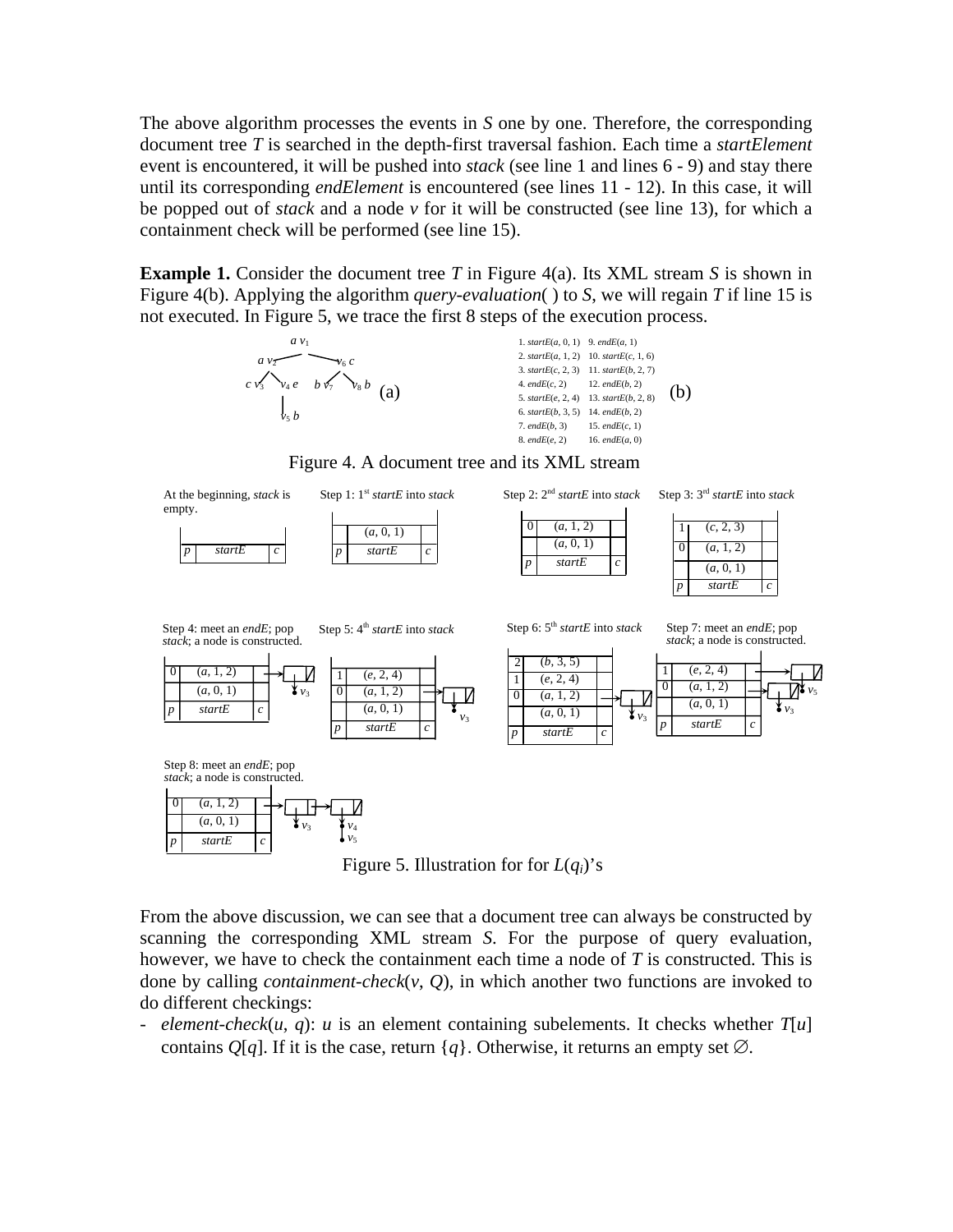The above algorithm processes the events in $S$ one by one. Therefore, the corresponding document tree $T$ is searched in the depth-first traversal fashion. Each time a *startElement* event is encountered, it will be pushed into *stack* (see line 1 and lines 6 - 9) and stay there until its corresponding *endElement* is encountered (see lines 11 - 12). In this case, it will be popped out of *stack* and a node $v$ for it will be constructed (see line 13), for which a containment check will be performed (see line 15).

**Example 1.** Consider the document tree $T$ in Figure 4(a). Its XML stream $S$ is shown in Figure 4(b). Applying the algorithm *query-evaluation*( ) to $S$, we will regain $T$ if line 15 is not executed. In Figure 5, we trace the first 8 steps of the execution process.

(b)

1. *startE*(*a*, 0, 1)
2. *startE*(*a*, 1, 2)
3. *startE*(*c*, 2, 3)
4. *endE*(*c*, 2)
5. *startE*(*e*, 2, 4)
6. *startE*(*b*, 3, 5)
7. *endE*(*b*, 3)
8. *endE*(*e*, 2)
9. *endE*(*a*, 1)
10. *startE*(*c*, 1, 6)
11. *startE*(*b*, 2, 7)
12. *endE*(*b*, 2)
13. *startE*(*b*, 2, 8)
14. *endE*(*b*, 2)
15. *endE*(*c*, 1)
16. *endE*(*a*, 0)

Figure 4. A document tree and its XML stream

Figure 5. Illustration for for $L(q_i)$'s

From the above discussion, we can see that a document tree can always be constructed by scanning the corresponding XML stream $S$. For the purpose of query evaluation, however, we have to check the containment each time a node of $T$ is constructed. This is done by calling *containment-check*($v$, $Q$), in which another two functions are invoked to do different checkings:

- *element-check*($u$, $q$): $u$ is an element containing subelements. It checks whether $T[u]$ contains $Q[q]$. If it is the case, return $\{q\}$. Otherwise, it returns an empty set $\emptyset$.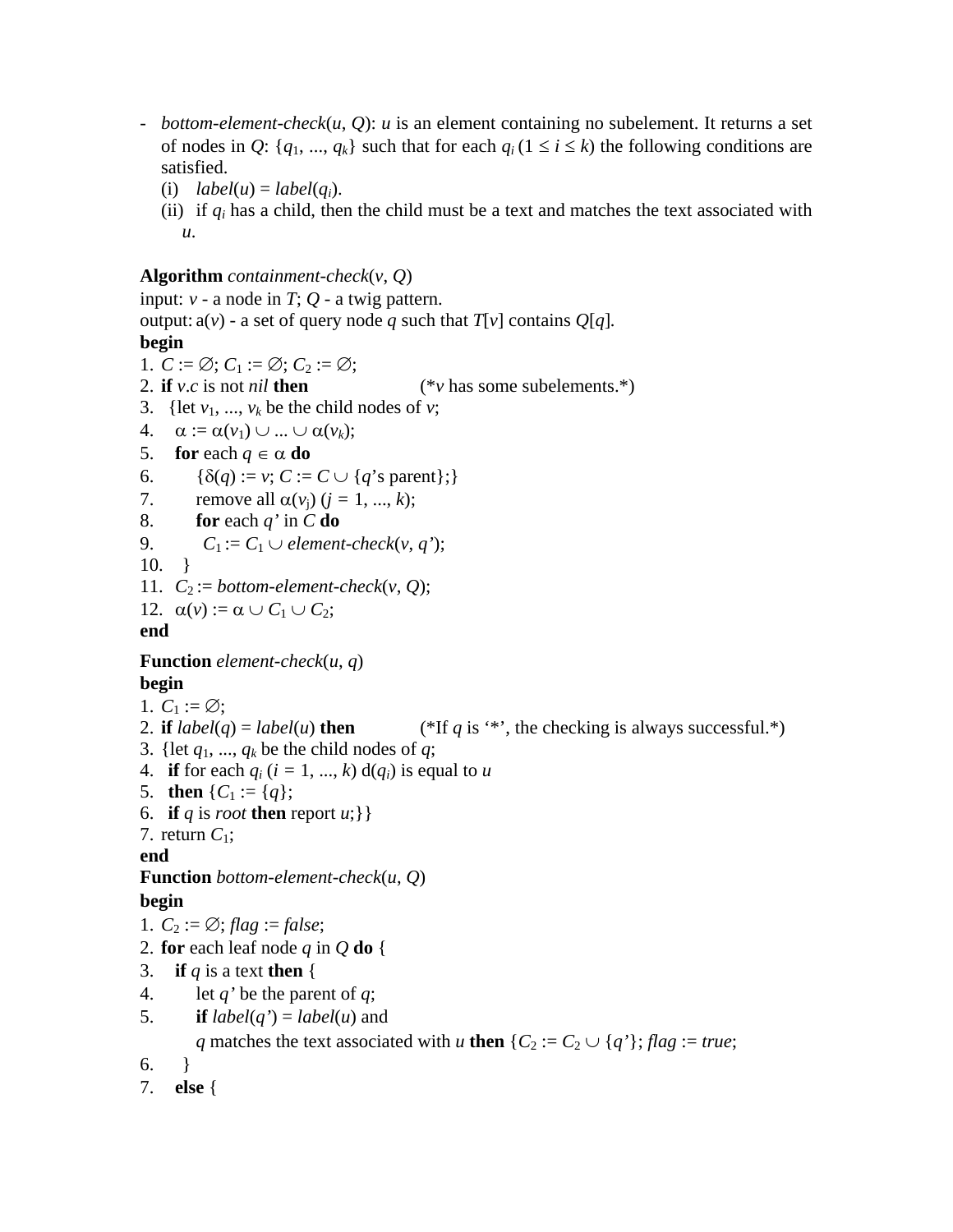- *bottom-element-check*($u$, $Q$): $u$ is an element containing no subelement. It returns a set of nodes in $Q$: $\{q_1, ..., q_k\}$ such that for each $q_i$ ($1 \le i \le k$) the following conditions are satisfied.
  - (i) $label(u) = label(q_i)$.
  - (ii) if $q_i$ has a child, then the child must be a text and matches the text associated with $u$.

**Algorithm** *containment-check*($v$, $Q$)
input: $v$ - a node in $T$; $Q$ - a twig pattern.
output: a($v$) - a set of query node $q$ such that $T[v]$ contains $Q[q]$.
**begin**
1. $C := \emptyset$; $C_1 := \emptyset$; $C_2 := \emptyset$;
2. **if** $v.c$ is not *nil* **then** (*$v$ has some subelements.*)
3. {let $v_1, ..., v_k$ be the child nodes of $v$;
4. $\alpha := \alpha(v_1) \cup ... \cup \alpha(v_k)$;
5. **for** each $q \in \alpha$ **do**
6. {$\delta(q) := v$; $C := C \cup$ {$q$'s parent};}
7. remove all $\alpha(v_j)$ ($j = 1, ..., k$);
8. **for** each $q'$ in $C$ **do**
9. $C_1 := C_1 \cup$ *element-check*($v$, $q'$);
10. }
11. $C_2 :=$ *bottom-element-check*($v$, $Q$);
12. $\alpha(v) := \alpha \cup C_1 \cup C_2$;

**end**

**Function** *element-check*($u$, $q$)
**begin**
1. $C_1 := \emptyset$;
2. **if** $label(q) = label(u)$ **then** (*If $q$ is '*', the checking is always successful.*)
3. {let $q_1, ..., q_k$ be the child nodes of $q$;
4. **if** for each $q_i$ ($i = 1, ..., k$) d($q_i$) is equal to $u$
5. **then** {$C_1 := \{q\}$;
6. **if** $q$ is *root* **then** report $u$;}}
7. return $C_1$;

**end**

**Function** *bottom-element-check*($u$, $Q$)
**begin**
1. $C_2 := \emptyset$; *flag* := *false*;
2. **for** each leaf node $q$ in $Q$ **do** {
3. **if** $q$ is a text **then** {
4. let $q'$ be the parent of $q$;
5. **if** $label(q') = label(u)$ and
   $q$ matches the text associated with $u$ **then** {$C_2 := C_2 \cup \{q'\}$; *flag* := *true*;
6. }
7. **else** {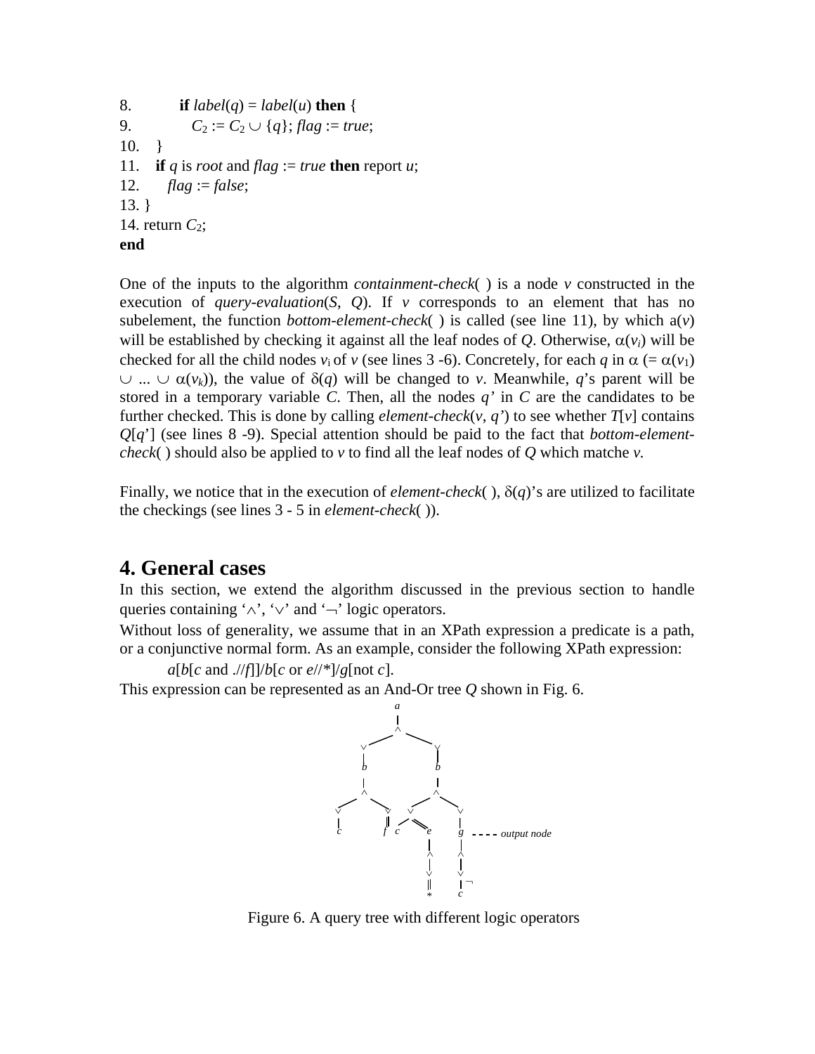```
8.        if label(q) = label(u) then {
9.           C2 := C2 ∪ {q}; flag := true;
10.    }
11.    if q is root and flag := true then report u;
12.       flag := false;
13. }
14. return C2;
end
```

One of the inputs to the algorithm *containment-check*( ) is a node *v* constructed in the execution of *query-evaluation*(*S*, *Q*). If *v* corresponds to an element that has no subelement, the function *bottom-element-check*( ) is called (see line 11), by which a($v$) will be established by checking it against all the leaf nodes of *Q*. Otherwise, $\alpha(v_i)$ will be checked for all the child nodes $v_i$ of *v* (see lines 3 -6). Concretely, for each *q* in $\alpha$ (= $\alpha(v_1) \cup ... \cup \alpha(v_k)$), the value of $\delta(q)$ will be changed to *v*. Meanwhile, *q*'s parent will be stored in a temporary variable *C*. Then, all the nodes *q'* in *C* are the candidates to be further checked. This is done by calling *element-check*(*v*, *q'*) to see whether *T*[*v*] contains *Q*[*q*'] (see lines 8 -9). Special attention should be paid to the fact that *bottom-element-check*( ) should also be applied to *v* to find all the leaf nodes of *Q* which matche *v.*

Finally, we notice that in the execution of *element-check*( ), $\delta(q)$'s are utilized to facilitate the checkings (see lines 3 - 5 in *element-check*( )).

# 4. General cases

In this section, we extend the algorithm discussed in the previous section to handle queries containing '$\wedge$', '$\vee$' and '$\neg$' logic operators.

Without loss of generality, we assume that in an XPath expression a predicate is a path, or a conjunctive normal form. As an example, consider the following XPath expression:

*a*[*b*[*c* and .//*f*]]/*b*[*c* or *e*//*]/*g*[not *c*].

This expression can be represented as an And-Or tree *Q* shown in Fig. 6.

Figure 6. A query tree with different logic operators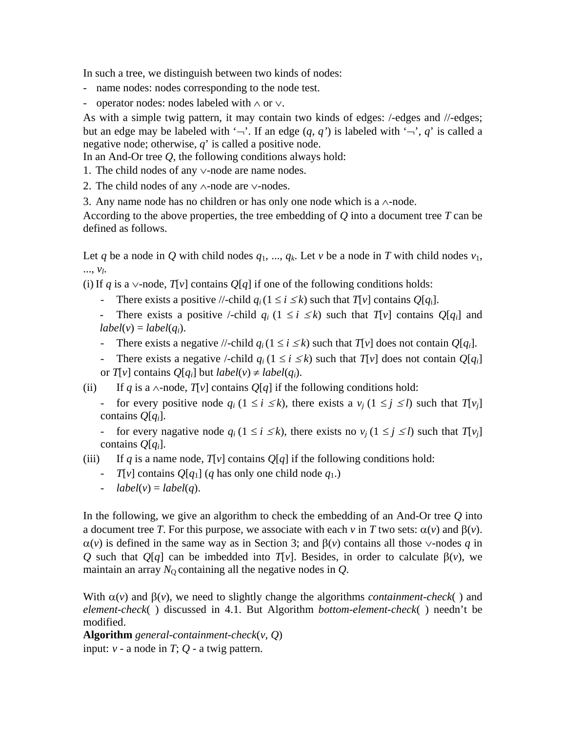In such a tree, we distinguish between two kinds of nodes:

- name nodes: nodes corresponding to the node test.
- operator nodes: nodes labeled with $\wedge$ or $\vee$.

As with a simple twig pattern, it may contain two kinds of edges: /-edges and //-edges; but an edge may be labeled with '$\neg$'. If an edge $(q, q')$ is labeled with '$\neg$', $q'$ is called a negative node; otherwise, $q'$ is called a positive node.

In an And-Or tree $Q$, the following conditions always hold:

1. The child nodes of any $\vee$-node are name nodes.
2. The child nodes of any $\wedge$-node are $\vee$-nodes.
3. Any name node has no children or has only one node which is a $\wedge$-node.

According to the above properties, the tree embedding of $Q$ into a document tree $T$ can be defined as follows.

Let $q$ be a node in $Q$ with child nodes $q_1, ..., q_k$. Let $v$ be a node in $T$ with child nodes $v_1, ..., v_l$.

(i) If $q$ is a $\vee$-node, $T[v]$ contains $Q[q]$ if one of the following conditions holds:

- There exists a positive //-child $q_i$ $(1 \leq i \leq k)$ such that $T[v]$ contains $Q[q_i]$.
- There exists a positive /-child $q_i$ $(1 \leq i \leq k)$ such that $T[v]$ contains $Q[q_i]$ and $label(v) = label(q_i)$.
- There exists a negative //-child $q_i$ $(1 \leq i \leq k)$ such that $T[v]$ does not contain $Q[q_i]$.
- There exists a negative /-child $q_i$ $(1 \leq i \leq k)$ such that $T[v]$ does not contain $Q[q_i]$ or $T[v]$ contains $Q[q_i]$ but $label(v) \neq label(q_i)$.

(ii) If $q$ is a $\wedge$-node, $T[v]$ contains $Q[q]$ if the following conditions hold:

- for every positive node $q_i$ $(1 \leq i \leq k)$, there exists a $v_j$ $(1 \leq j \leq l)$ such that $T[v_j]$ contains $Q[q_i]$.
- for every nagative node $q_i$ $(1 \leq i \leq k)$, there exists no $v_j$ $(1 \leq j \leq l)$ such that $T[v_j]$ contains $Q[q_i]$.

(iii) If $q$ is a name node, $T[v]$ contains $Q[q]$ if the following conditions hold:

- $T[v]$ contains $Q[q_1]$ ($q$ has only one child node $q_1$.)
- $label(v) = label(q)$.

In the following, we give an algorithm to check the embedding of an And-Or tree $Q$ into a document tree $T$. For this purpose, we associate with each $v$ in $T$ two sets: $\alpha(v)$ and $\beta(v)$. $\alpha(v)$ is defined in the same way as in Section 3; and $\beta(v)$ contains all those $\vee$-nodes $q$ in $Q$ such that $Q[q]$ can be imbedded into $T[v]$. Besides, in order to calculate $\beta(v)$, we maintain an array $N_Q$ containing all the negative nodes in $Q$.

With $\alpha(v)$ and $\beta(v)$, we need to slightly change the algorithms *containment-check*( ) and *element-check*( ) discussed in 4.1. But Algorithm *bottom-element-check*( ) needn't be modified.

**Algorithm** *general-containment-check*$(v, Q)$

input: $v$ - a node in $T$; $Q$ - a twig pattern.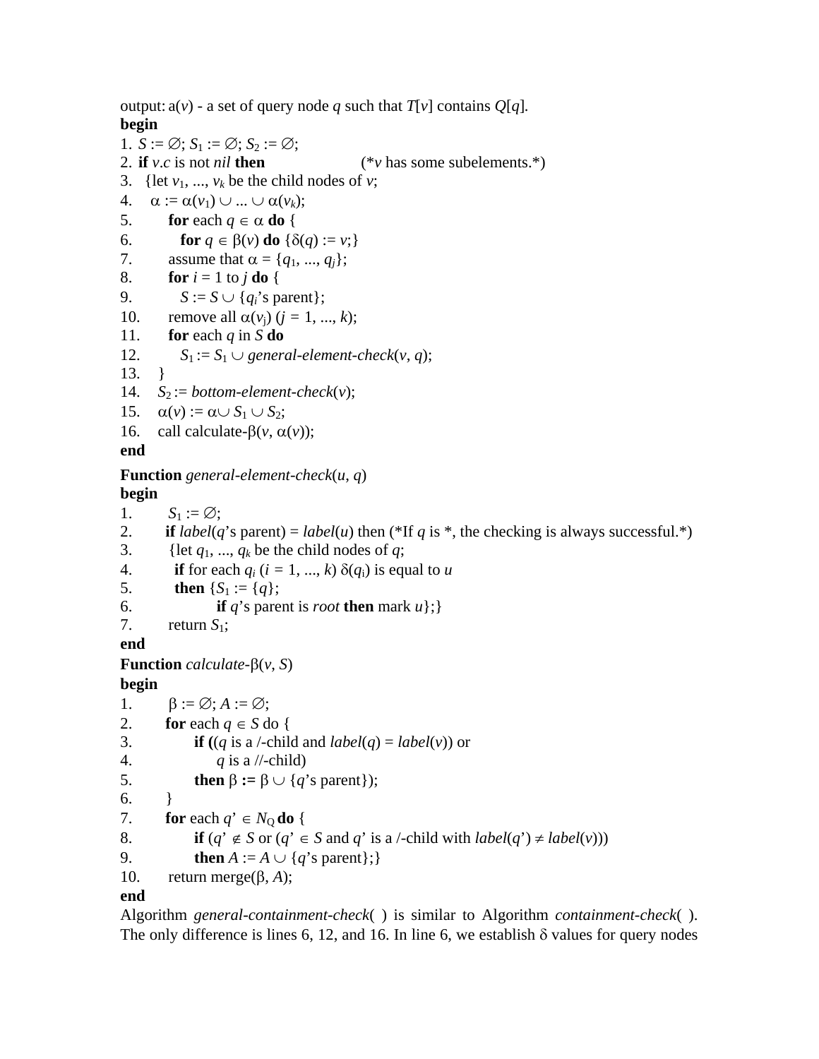output: a($v$) - a set of query node $q$ such that $T[v]$ contains $Q[q]$.

**begin**

1. $S := \emptyset$; $S_1 := \emptyset$; $S_2 := \emptyset$;
2. **if** $v.c$ is not *nil* **then** (*$v$ has some subelements.*)
3. {let $v_1, ..., v_k$ be the child nodes of $v$;
4. $\alpha := \alpha(v_1) \cup ... \cup \alpha(v_k)$;
5. **for** each $q \in \alpha$ **do** {
6. **for** $q \in \beta(v)$ **do** {$\delta(q) := v$;}
7. assume that $\alpha = \{q_1, ..., q_j\}$;
8. **for** $i$ = 1 to $j$ **do** {
9. $S := S \cup \{q_i$'s parent};
10. remove all $\alpha(v_j)$ ($j$ = 1, ..., $k$);
11. **for** each $q$ in $S$ **do**
12. $S_1 := S_1 \cup$ *general-element-check*($v$, $q$);
13. }
14. $S_2$ := *bottom-element-check*($v$);
15. $\alpha(v) := \alpha \cup S_1 \cup S_2$;
16. call calculate-$\beta$($v$, $\alpha(v)$);

**end**

**Function** *general-element-check*($u$, $q$)

**begin**

1. $S_1 := \emptyset$;
2. **if** *label*($q$'s parent) = *label*($u$) then (*If $q$ is *, the checking is always successful.*)
3. {let $q_1, ..., q_k$ be the child nodes of $q$;
4. **if** for each $q_i$ ($i$ = 1, ..., $k$) $\delta(q_i)$ is equal to $u$
5. **then** {$S_1 := \{q\}$;
6. **if** $q$'s parent is *root* **then** mark $u$};}
7. return $S_1$;

**end**

**Function** *calculate*-$\beta$($v$, $S$)

**begin**

1. $\beta := \emptyset$; $A := \emptyset$;
2. **for** each $q \in S$ do {
3. **if** (($q$ is a /-child and *label*($q$) = *label*($v$)) or
4. $q$ is a //-child)
5. **then** $\beta := \beta \cup \{q$'s parent});
6. }
7. **for** each $q' \in N_Q$ **do** {
8. **if** ($q' \notin S$ or ($q' \in S$ and $q'$ is a /-child with *label*($q'$) $\neq$ *label*($v$)))
9. **then** $A := A \cup \{q$'s parent};}
10. return merge($\beta$, $A$);

**end**

Algorithm *general-containment-check*( ) is similar to Algorithm *containment-check*( ). The only difference is lines 6, 12, and 16. In line 6, we establish $\delta$ values for query nodes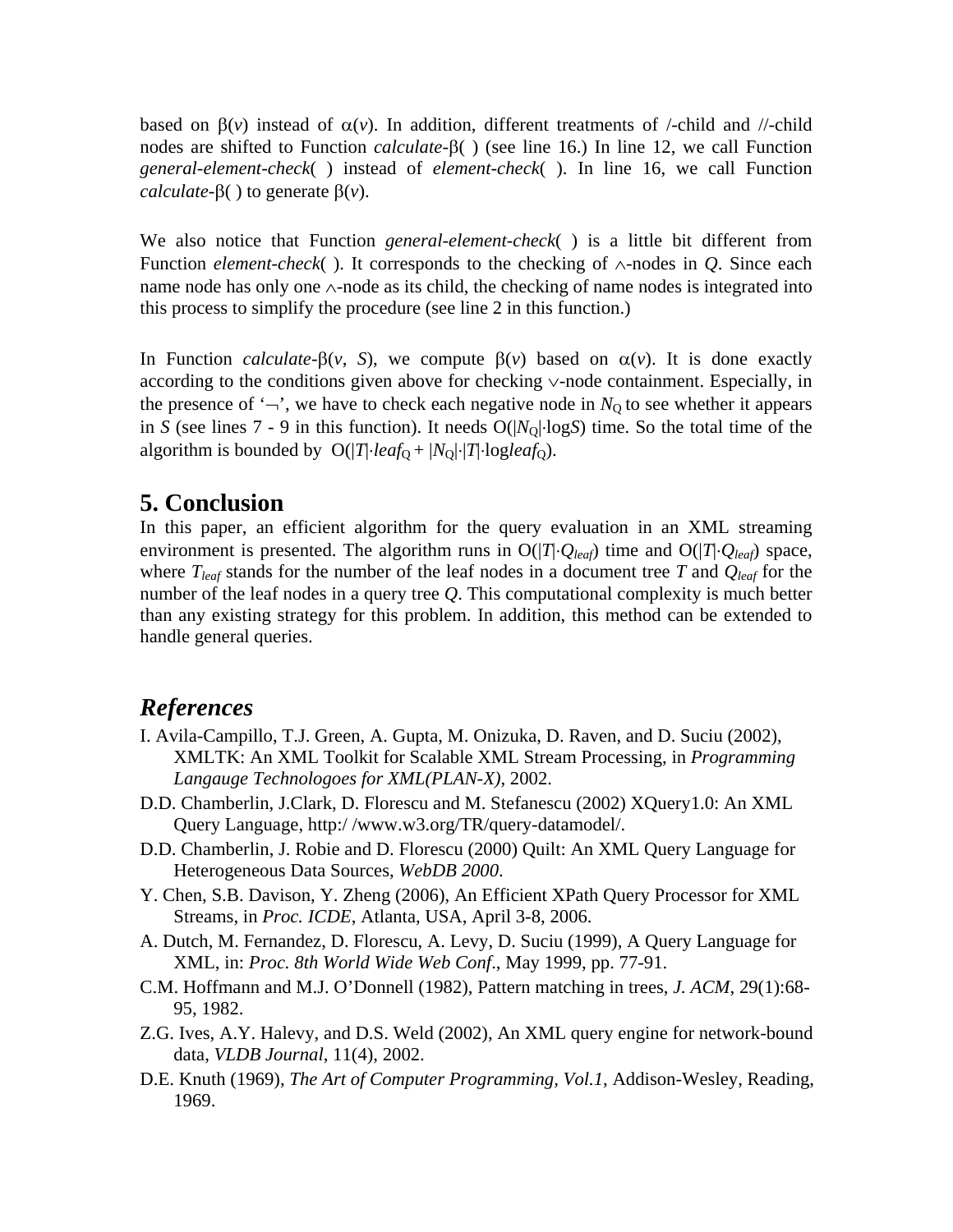based on $\beta(v)$ instead of $\alpha(v)$. In addition, different treatments of /-child and //-child nodes are shifted to Function *calculate*-$\beta$( ) (see line 16.) In line 12, we call Function *general-element-check*( ) instead of *element-check*( ). In line 16, we call Function *calculate*-$\beta$( ) to generate $\beta(v)$.

We also notice that Function *general-element-check*( ) is a little bit different from Function *element-check*( ). It corresponds to the checking of $\wedge$-nodes in $Q$. Since each name node has only one $\wedge$-node as its child, the checking of name nodes is integrated into this process to simplify the procedure (see line 2 in this function.)

In Function *calculate*-$\beta(v, S)$, we compute $\beta(v)$ based on $\alpha(v)$. It is done exactly according to the conditions given above for checking $\vee$-node containment. Especially, in the presence of '$\neg$', we have to check each negative node in $N_Q$ to see whether it appears in $S$ (see lines 7 - 9 in this function). It needs $O(|N_Q|\cdot \log S)$ time. So the total time of the algorithm is bounded by $O(|T|\cdot leaf_Q + |N_Q|\cdot|T|\cdot \log leaf_Q)$.

## 5. Conclusion

In this paper, an efficient algorithm for the query evaluation in an XML streaming environment is presented. The algorithm runs in $O(|T|\cdot Q_{leaf})$ time and $O(|T|\cdot Q_{leaf})$ space, where $T_{leaf}$ stands for the number of the leaf nodes in a document tree $T$ and $Q_{leaf}$ for the number of the leaf nodes in a query tree $Q$. This computational complexity is much better than any existing strategy for this problem. In addition, this method can be extended to handle general queries.

## *References*

I. Avila-Campillo, T.J. Green, A. Gupta, M. Onizuka, D. Raven, and D. Suciu (2002), XMLTK: An XML Toolkit for Scalable XML Stream Processing, in *Programming Langauge Technologoes for XML(PLAN-X)*, 2002.

D.D. Chamberlin, J.Clark, D. Florescu and M. Stefanescu (2002) XQuery1.0: An XML Query Language, http:/ /www.w3.org/TR/query-datamodel/.

D.D. Chamberlin, J. Robie and D. Florescu (2000) Quilt: An XML Query Language for Heterogeneous Data Sources, *WebDB 2000*.

Y. Chen, S.B. Davison, Y. Zheng (2006), An Efficient XPath Query Processor for XML Streams, in *Proc. ICDE*, Atlanta, USA, April 3-8, 2006.

A. Dutch, M. Fernandez, D. Florescu, A. Levy, D. Suciu (1999), A Query Language for XML, in: *Proc. 8th World Wide Web Conf*., May 1999, pp. 77-91.

C.M. Hoffmann and M.J. O'Donnell (1982), Pattern matching in trees, *J. ACM*, 29(1):68-95, 1982.

Z.G. Ives, A.Y. Halevy, and D.S. Weld (2002), An XML query engine for network-bound data, *VLDB Journal*, 11(4), 2002.

D.E. Knuth (1969), *The Art of Computer Programming, Vol.1*, Addison-Wesley, Reading, 1969.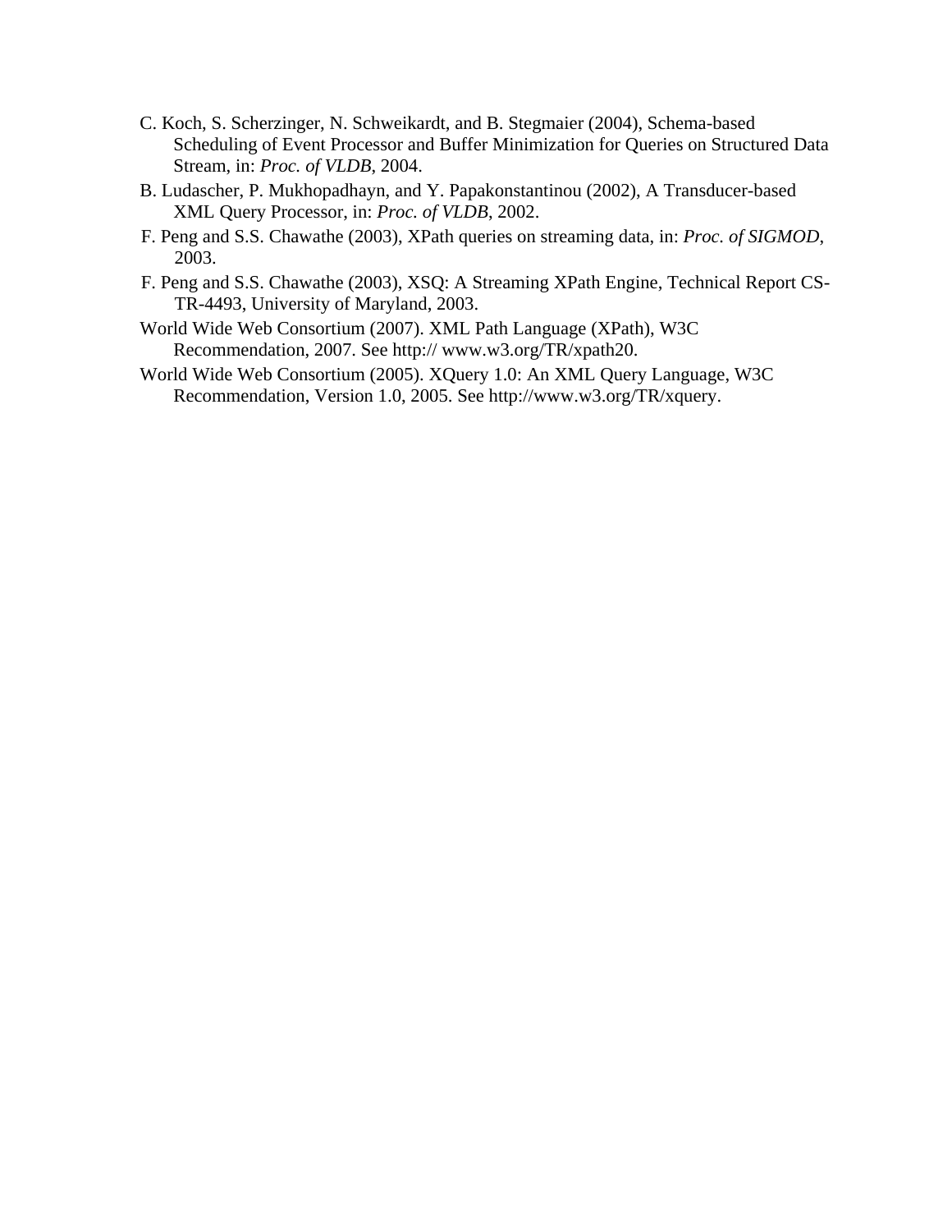C. Koch, S. Scherzinger, N. Schweikardt, and B. Stegmaier (2004), Schema-based Scheduling of Event Processor and Buffer Minimization for Queries on Structured Data Stream, in: *Proc. of VLDB*, 2004.

B. Ludascher, P. Mukhopadhayn, and Y. Papakonstantinou (2002), A Transducer-based XML Query Processor, in: *Proc. of VLDB*, 2002.

F. Peng and S.S. Chawathe (2003), XPath queries on streaming data, in: *Proc. of SIGMOD*, 2003.

F. Peng and S.S. Chawathe (2003), XSQ: A Streaming XPath Engine, Technical Report CS-TR-4493, University of Maryland, 2003.

World Wide Web Consortium (2007). XML Path Language (XPath), W3C Recommendation, 2007. See http:// www.w3.org/TR/xpath20.

World Wide Web Consortium (2005). XQuery 1.0: An XML Query Language, W3C Recommendation, Version 1.0, 2005. See http://www.w3.org/TR/xquery.